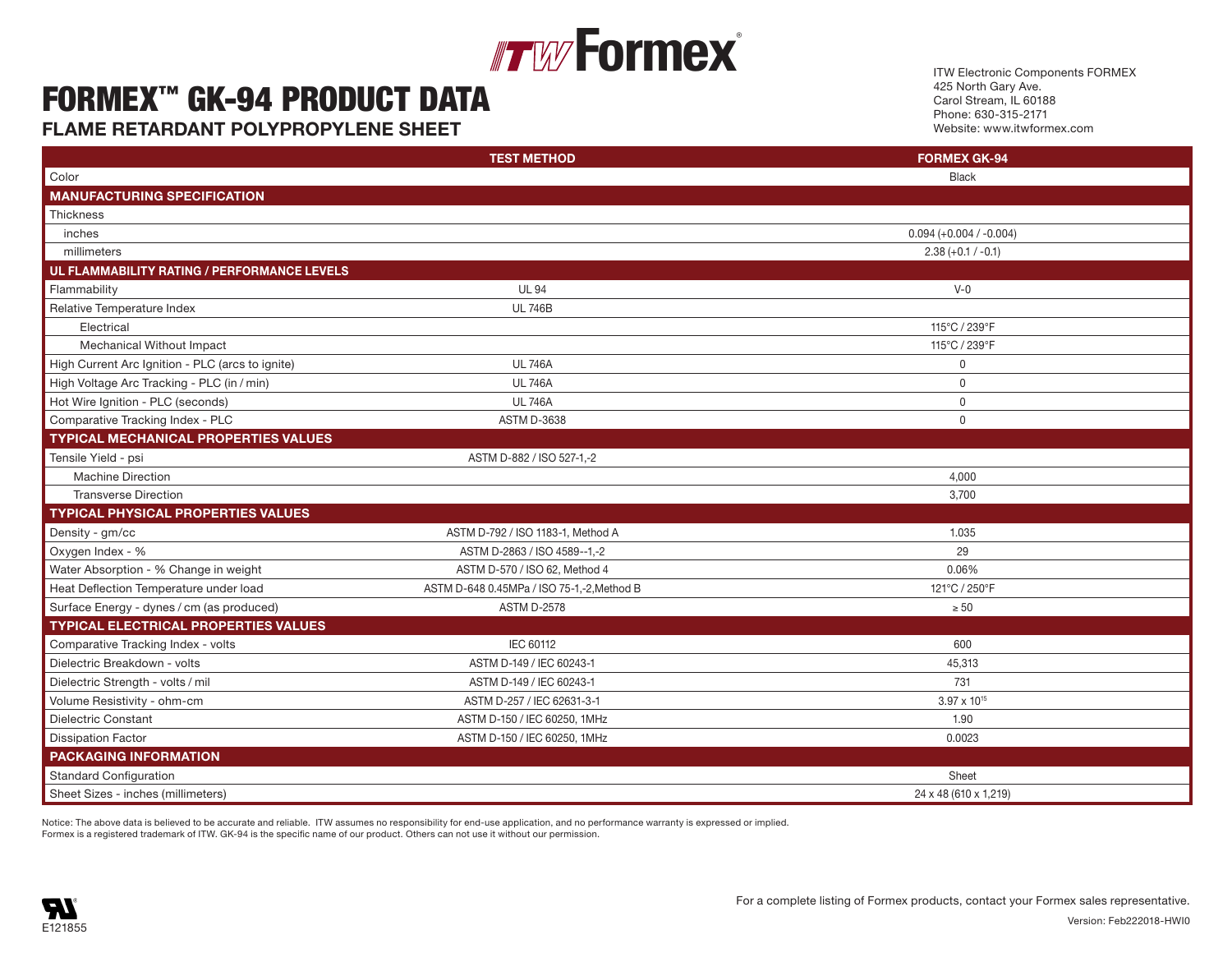ITW Formex®

# FORMEX™ GK-94 PRODUCT DATA

## FLAME RETARDANT POLYPROPYLENE SHEET

ITW Electronic Components FORMEX
425 North Gary Ave.
Carol Stream, IL 60188
Phone: 630-315-2171
Website: www.itwformex.com

| | TEST METHOD | FORMEX GK-94 |
|---|---|---|
| Color | | Black |
| **MANUFACTURING SPECIFICATION** | | |
| Thickness | | |
| inches | | 0.094 (+0.004 / -0.004) |
| millimeters | | 2.38 (+0.1 / -0.1) |
| **UL FLAMMABILITY RATING / PERFORMANCE LEVELS** | | |
| Flammability | UL 94 | V-0 |
| Relative Temperature Index | UL 746B | |
| Electrical | | 115°C / 239°F |
| Mechanical Without Impact | | 115°C / 239°F |
| High Current Arc Ignition - PLC (arcs to ignite) | UL 746A | 0 |
| High Voltage Arc Tracking - PLC (in / min) | UL 746A | 0 |
| Hot Wire Ignition - PLC (seconds) | UL 746A | 0 |
| Comparative Tracking Index - PLC | ASTM D-3638 | 0 |
| **TYPICAL MECHANICAL PROPERTIES VALUES** | | |
| Tensile Yield - psi | ASTM D-882 / ISO 527-1,-2 | |
| Machine Direction | | 4,000 |
| Transverse Direction | | 3,700 |
| **TYPICAL PHYSICAL PROPERTIES VALUES** | | |
| Density - gm/cc | ASTM D-792 / ISO 1183-1, Method A | 1.035 |
| Oxygen Index - % | ASTM D-2863 / ISO 4589--1,-2 | 29 |
| Water Absorption - % Change in weight | ASTM D-570 / ISO 62, Method 4 | 0.06% |
| Heat Deflection Temperature under load | ASTM D-648 0.45MPa / ISO 75-1,-2,Method B | 121°C / 250°F |
| Surface Energy - dynes / cm (as produced) | ASTM D-2578 | ≥ 50 |
| **TYPICAL ELECTRICAL PROPERTIES VALUES** | | |
| Comparative Tracking Index - volts | IEC 60112 | 600 |
| Dielectric Breakdown - volts | ASTM D-149 / IEC 60243-1 | 45,313 |
| Dielectric Strength - volts / mil | ASTM D-149 / IEC 60243-1 | 731 |
| Volume Resistivity - ohm-cm | ASTM D-257 / IEC 62631-3-1 | $3.97 \times 10^{15}$ |
| Dielectric Constant | ASTM D-150 / IEC 60250, 1MHz | 1.90 |
| Dissipation Factor | ASTM D-150 / IEC 60250, 1MHz | 0.0023 |
| **PACKAGING INFORMATION** | | |
| Standard Configuration | | Sheet |
| Sheet Sizes - inches (millimeters) | | 24 x 48 (610 x 1,219) |

Notice: The above data is believed to be accurate and reliable. ITW assumes no responsibility for end-use application, and no performance warranty is expressed or implied.
Formex is a registered trademark of ITW. GK-94 is the specific name of our product. Others can not use it without our permission.

E121855

For a complete listing of Formex products, contact your Formex sales representative.

Version: Feb222018-HWI0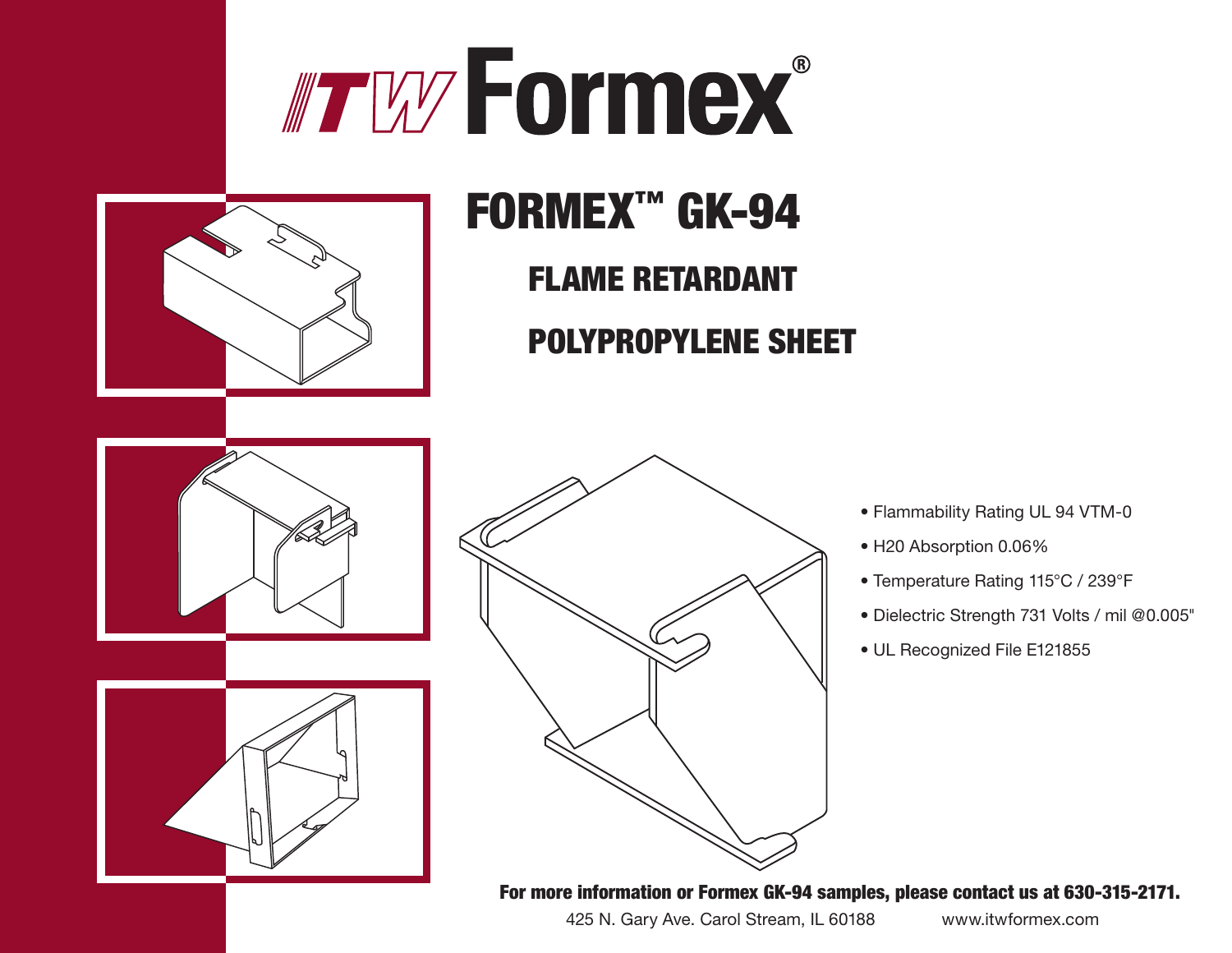# ITW Formex®

## FORMEX™ GK-94

### FLAME RETARDANT

### POLYPROPYLENE SHEET

- Flammability Rating UL 94 VTM-0
- H20 Absorption 0.06%
- Temperature Rating 115°C / 239°F
- Dielectric Strength 731 Volts / mil @0.005"
- UL Recognized File E121855

**For more information or Formex GK-94 samples, please contact us at 630-315-2171.**

425 N. Gary Ave. Carol Stream, IL 60188 www.itwformex.com